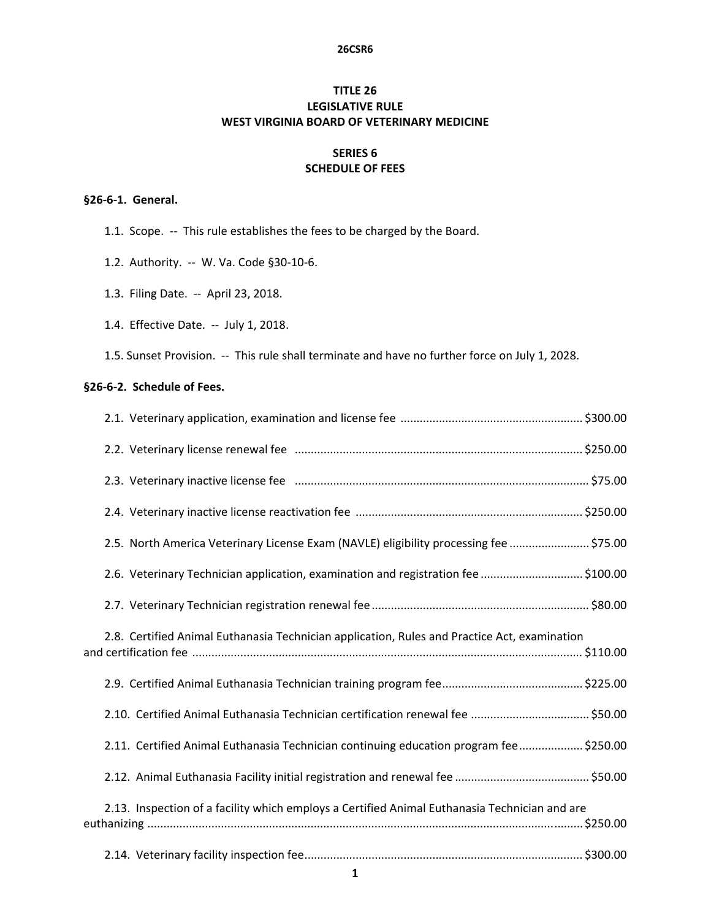# TITLE 26
# LEGISLATIVE RULE
# WEST VIRGINIA BOARD OF VETERINARY MEDICINE

## SERIES 6
## SCHEDULE OF FEES

### §26-6-1. General.

1.1. Scope. -- This rule establishes the fees to be charged by the Board.

1.2. Authority. -- W. Va. Code §30-10-6.

1.3. Filing Date. -- April 23, 2018.

1.4. Effective Date. -- July 1, 2018.

1.5. Sunset Provision. -- This rule shall terminate and have no further force on July 1, 2028.

### §26-6-2. Schedule of Fees.

2.1. Veterinary application, examination and license fee ........................................................ $300.00

2.2. Veterinary license renewal fee ........................................................................................ $250.00

2.3. Veterinary inactive license fee .......................................................................................... $75.00

2.4. Veterinary inactive license reactivation fee ...................................................................... $250.00

2.5. North America Veterinary License Exam (NAVLE) eligibility processing fee ......................... $75.00

2.6. Veterinary Technician application, examination and registration fee ................................ $100.00

2.7. Veterinary Technician registration renewal fee ................................................................... $80.00

2.8. Certified Animal Euthanasia Technician application, Rules and Practice Act, examination and certification fee ........................................................................................................................ $110.00

2.9. Certified Animal Euthanasia Technician training program fee........................................... $225.00

2.10. Certified Animal Euthanasia Technician certification renewal fee .................................... $50.00

2.11. Certified Animal Euthanasia Technician continuing education program fee.................... $250.00

2.12. Animal Euthanasia Facility initial registration and renewal fee ......................................... $50.00

2.13. Inspection of a facility which employs a Certified Animal Euthanasia Technician and are euthanizing ..................................................................................................................................... $250.00

2.14. Veterinary facility inspection fee...................................................................................... $300.00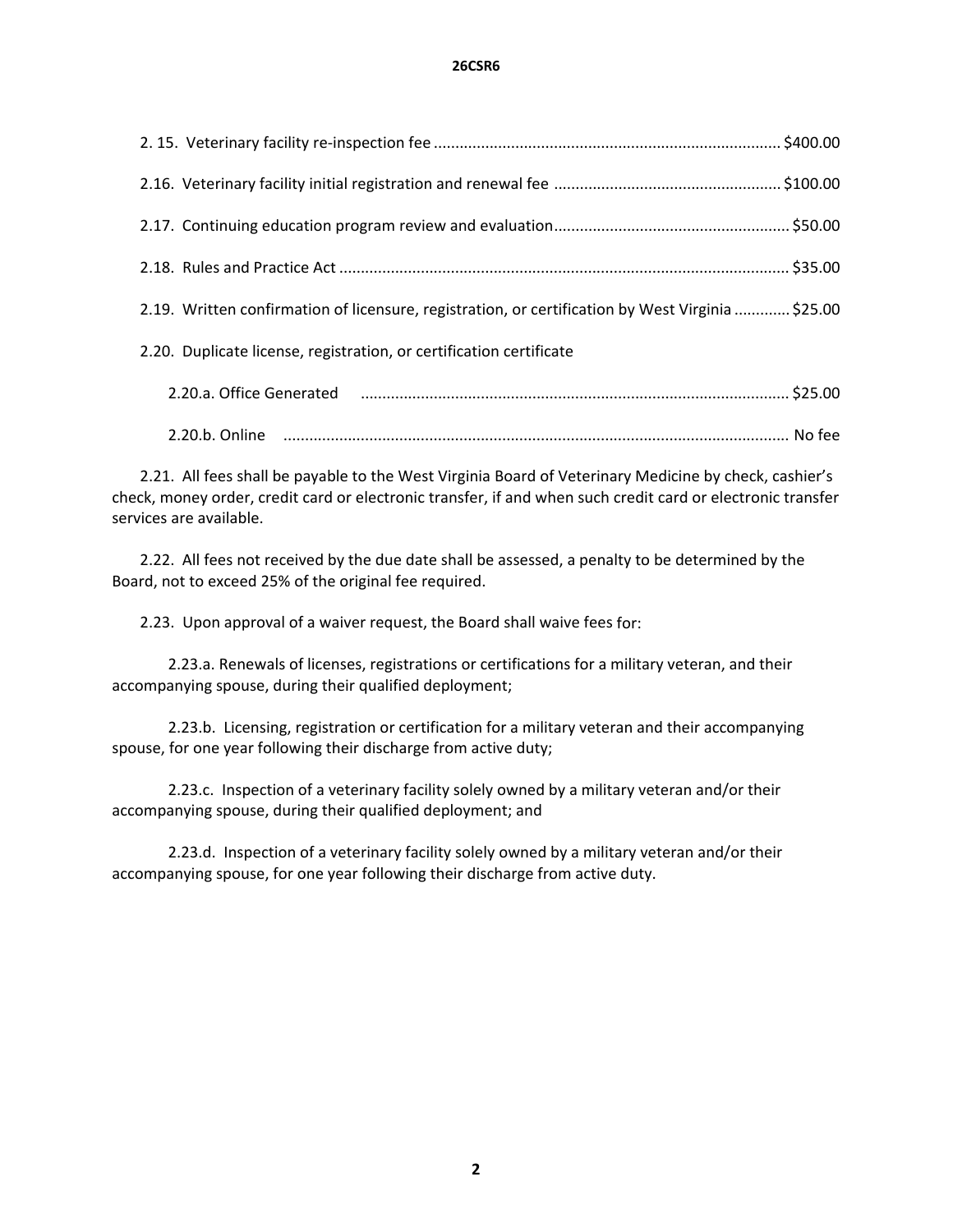2. 15. Veterinary facility re-inspection fee ................................................................................ $400.00

2.16. Veterinary facility initial registration and renewal fee .................................................... $100.00

2.17. Continuing education program review and evaluation...................................................... $50.00

2.18. Rules and Practice Act ........................................................................................................ $35.00

2.19. Written confirmation of licensure, registration, or certification by West Virginia ............ $25.00

2.20. Duplicate license, registration, or certification certificate

2.20.a. Office Generated .................................................................................................. $25.00

2.20.b. Online .................................................................................................................... No fee

2.21. All fees shall be payable to the West Virginia Board of Veterinary Medicine by check, cashier's check, money order, credit card or electronic transfer, if and when such credit card or electronic transfer services are available.

2.22. All fees not received by the due date shall be assessed, a penalty to be determined by the Board, not to exceed 25% of the original fee required.

2.23. Upon approval of a waiver request, the Board shall waive fees for:

2.23.a. Renewals of licenses, registrations or certifications for a military veteran, and their accompanying spouse, during their qualified deployment;

2.23.b. Licensing, registration or certification for a military veteran and their accompanying spouse, for one year following their discharge from active duty;

2.23.c. Inspection of a veterinary facility solely owned by a military veteran and/or their accompanying spouse, during their qualified deployment; and

2.23.d. Inspection of a veterinary facility solely owned by a military veteran and/or their accompanying spouse, for one year following their discharge from active duty.